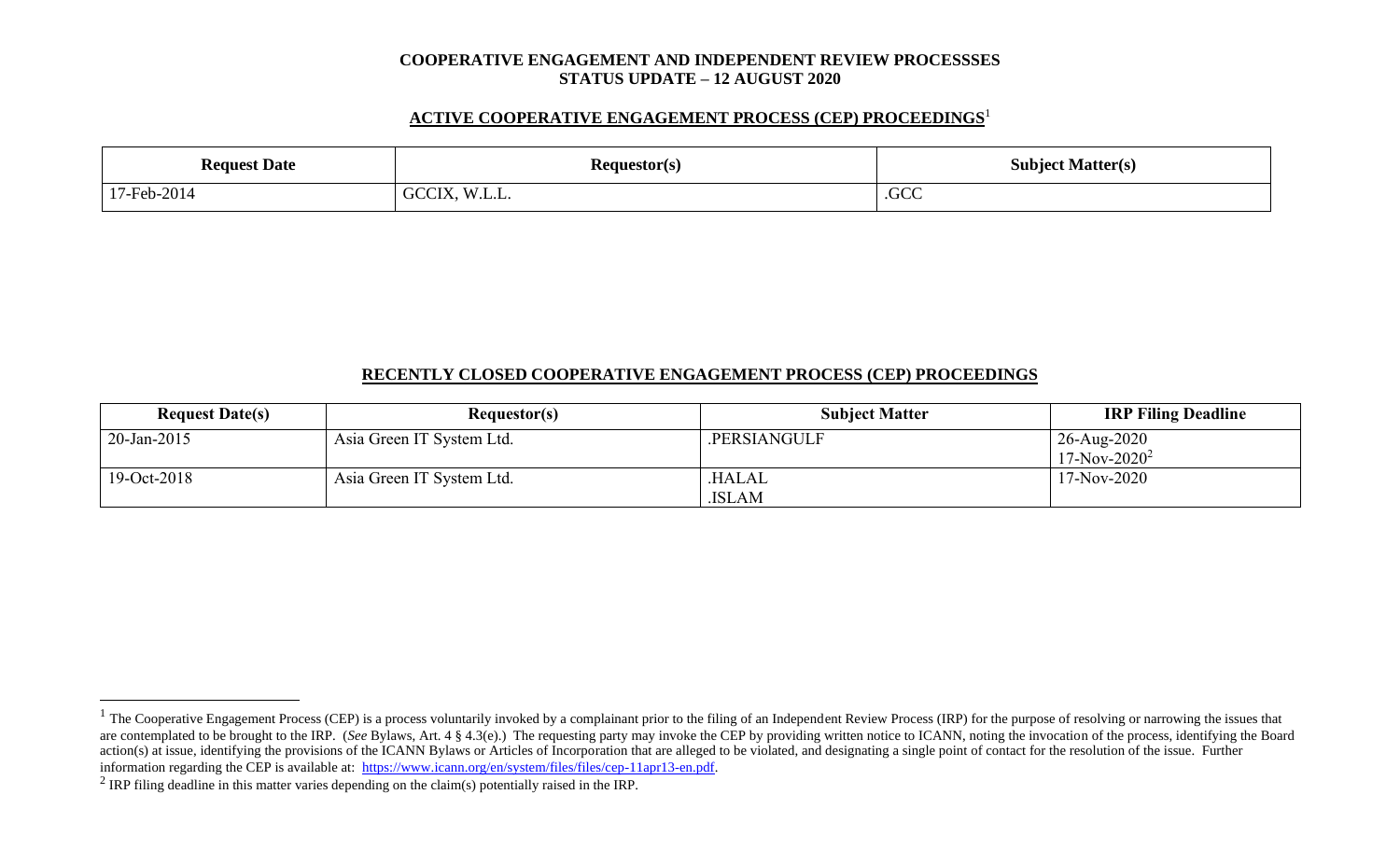**COOPERATIVE ENGAGEMENT AND INDEPENDENT REVIEW PROCESSSES**
**STATUS UPDATE – 12 AUGUST 2020**

## ACTIVE COOPERATIVE ENGAGEMENT PROCESS (CEP) PROCEEDINGS[1]

| Request Date | Requestor(s) | Subject Matter(s) |
|---|---|---|
| 17-Feb-2014 | GCCIX, W.L.L. | .GCC |

## RECENTLY CLOSED COOPERATIVE ENGAGEMENT PROCESS (CEP) PROCEEDINGS

| Request Date(s) | Requestor(s) | Subject Matter | IRP Filing Deadline |
|---|---|---|---|
| 20-Jan-2015 | Asia Green IT System Ltd. | .PERSIANGULF | 26-Aug-2020<br>17-Nov-2020[2] |
| 19-Oct-2018 | Asia Green IT System Ltd. | .HALAL<br>.ISLAM | 17-Nov-2020 |

---

[1] The Cooperative Engagement Process (CEP) is a process voluntarily invoked by a complainant prior to the filing of an Independent Review Process (IRP) for the purpose of resolving or narrowing the issues that are contemplated to be brought to the IRP. (*See* Bylaws, Art. 4 § 4.3(e).) The requesting party may invoke the CEP by providing written notice to ICANN, noting the invocation of the process, identifying the Board action(s) at issue, identifying the provisions of the ICANN Bylaws or Articles of Incorporation that are alleged to be violated, and designating a single point of contact for the resolution of the issue. Further information regarding the CEP is available at: https://www.icann.org/en/system/files/files/cep-11apr13-en.pdf.

[2] IRP filing deadline in this matter varies depending on the claim(s) potentially raised in the IRP.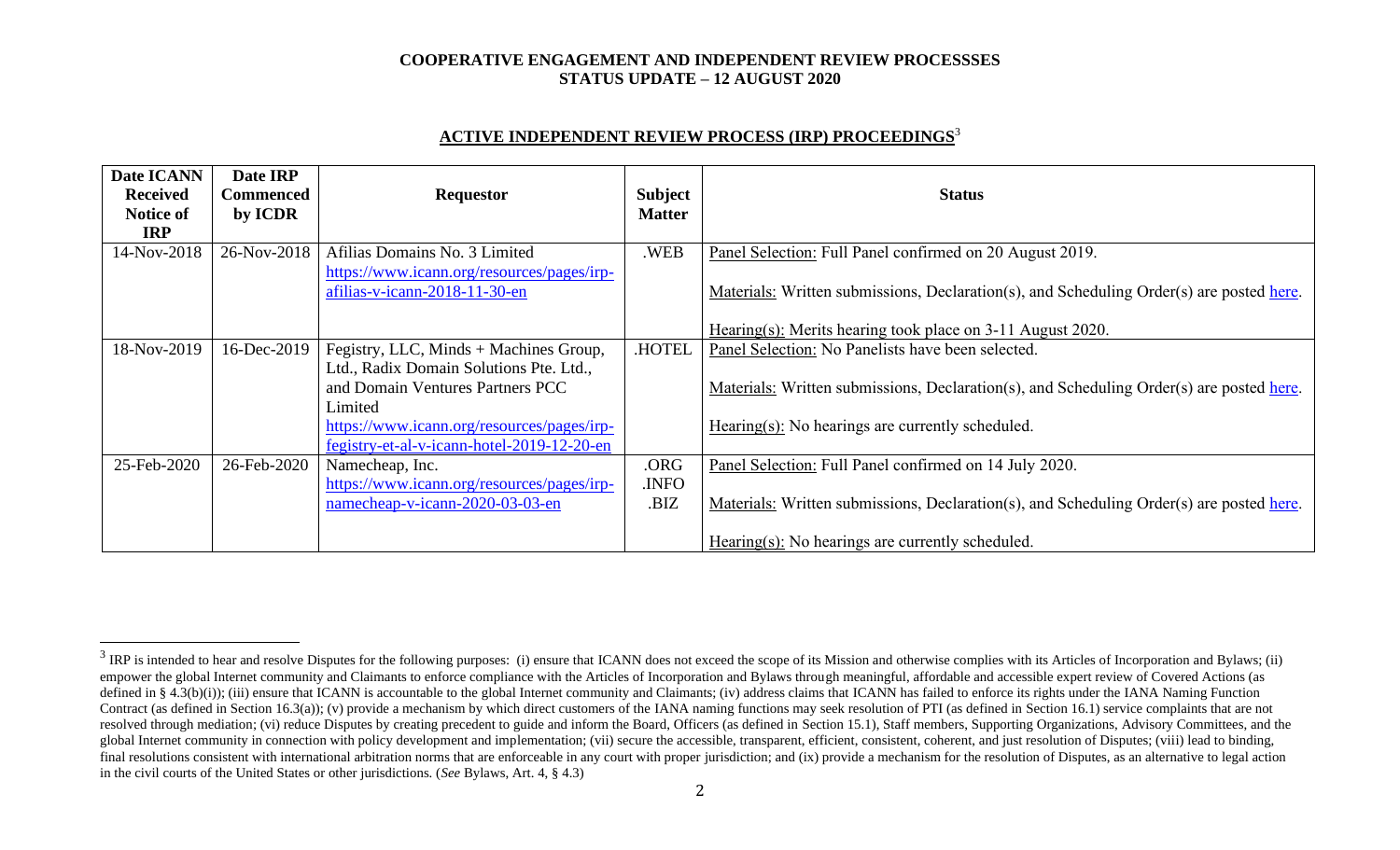**COOPERATIVE ENGAGEMENT AND INDEPENDENT REVIEW PROCESSSES**
**STATUS UPDATE – 12 AUGUST 2020**

## ACTIVE INDEPENDENT REVIEW PROCESS (IRP) PROCEEDINGS[3]

| Date ICANN Received Notice of IRP | Date IRP Commenced by ICDR | Requestor | Subject Matter | Status |
|---|---|---|---|---|
| 14-Nov-2018 | 26-Nov-2018 | Afilias Domains No. 3 Limited https://www.icann.org/resources/pages/irp-afilias-v-icann-2018-11-30-en | .WEB | Panel Selection: Full Panel confirmed on 20 August 2019.<br><br>Materials: Written submissions, Declaration(s), and Scheduling Order(s) are posted here.<br><br>Hearing(s): Merits hearing took place on 3-11 August 2020. |
| 18-Nov-2019 | 16-Dec-2019 | Fegistry, LLC, Minds + Machines Group, Ltd., Radix Domain Solutions Pte. Ltd., and Domain Ventures Partners PCC Limited https://www.icann.org/resources/pages/irp-fegistry-et-al-v-icann-hotel-2019-12-20-en | .HOTEL | Panel Selection: No Panelists have been selected.<br><br>Materials: Written submissions, Declaration(s), and Scheduling Order(s) are posted here.<br><br>Hearing(s): No hearings are currently scheduled. |
| 25-Feb-2020 | 26-Feb-2020 | Namecheap, Inc. https://www.icann.org/resources/pages/irp-namecheap-v-icann-2020-03-03-en | .ORG<br>.INFO<br>.BIZ | Panel Selection: Full Panel confirmed on 14 July 2020.<br><br>Materials: Written submissions, Declaration(s), and Scheduling Order(s) are posted here.<br><br>Hearing(s): No hearings are currently scheduled. |

[3] IRP is intended to hear and resolve Disputes for the following purposes: (i) ensure that ICANN does not exceed the scope of its Mission and otherwise complies with its Articles of Incorporation and Bylaws; (ii) empower the global Internet community and Claimants to enforce compliance with the Articles of Incorporation and Bylaws through meaningful, affordable and accessible expert review of Covered Actions (as defined in § 4.3(b)(i)); (iii) ensure that ICANN is accountable to the global Internet community and Claimants; (iv) address claims that ICANN has failed to enforce its rights under the IANA Naming Function Contract (as defined in Section 16.3(a)); (v) provide a mechanism by which direct customers of the IANA naming functions may seek resolution of PTI (as defined in Section 16.1) service complaints that are not resolved through mediation; (vi) reduce Disputes by creating precedent to guide and inform the Board, Officers (as defined in Section 15.1), Staff members, Supporting Organizations, Advisory Committees, and the global Internet community in connection with policy development and implementation; (vii) secure the accessible, transparent, efficient, consistent, coherent, and just resolution of Disputes; (viii) lead to binding, final resolutions consistent with international arbitration norms that are enforceable in any court with proper jurisdiction; and (ix) provide a mechanism for the resolution of Disputes, as an alternative to legal action in the civil courts of the United States or other jurisdictions. (*See* Bylaws, Art. 4, § 4.3)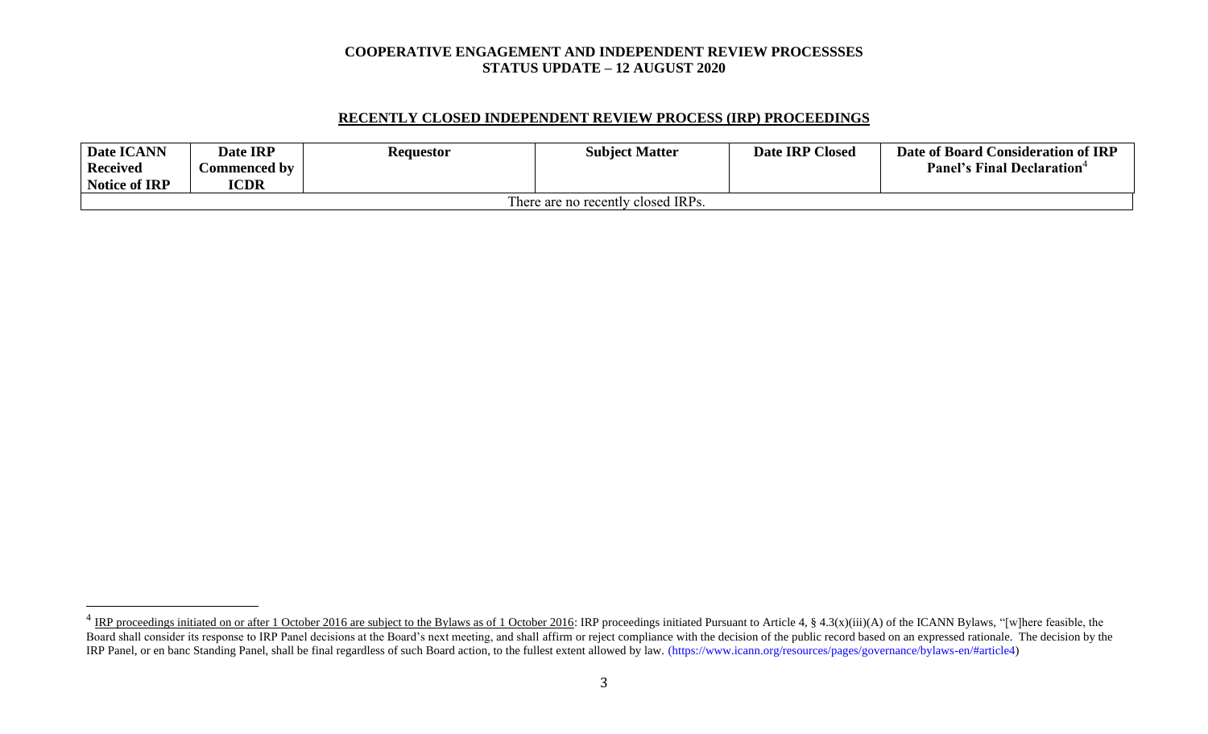**COOPERATIVE ENGAGEMENT AND INDEPENDENT REVIEW PROCESSSES**
**STATUS UPDATE – 12 AUGUST 2020**

## RECENTLY CLOSED INDEPENDENT REVIEW PROCESS (IRP) PROCEEDINGS

| Date ICANN Received Notice of IRP | Date IRP Commenced by ICDR | Requestor | Subject Matter | Date IRP Closed | Date of Board Consideration of IRP Panel's Final Declaration[4] |
|---|---|---|---|---|---|
| There are no recently closed IRPs. | | | | | |

[4] IRP proceedings initiated on or after 1 October 2016 are subject to the Bylaws as of 1 October 2016: IRP proceedings initiated Pursuant to Article 4, § 4.3(x)(iii)(A) of the ICANN Bylaws, "[w]here feasible, the Board shall consider its response to IRP Panel decisions at the Board's next meeting, and shall affirm or reject compliance with the decision of the public record based on an expressed rationale. The decision by the IRP Panel, or en banc Standing Panel, shall be final regardless of such Board action, to the fullest extent allowed by law. (https://www.icann.org/resources/pages/governance/bylaws-en/#article4)